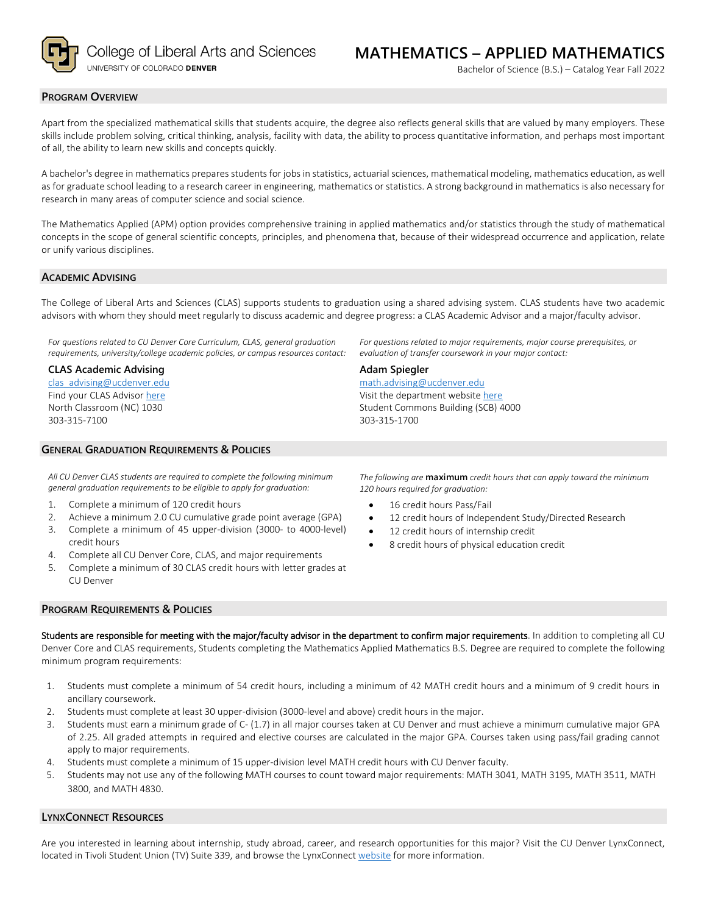College of Liberal Arts and Sciences
UNIVERSITY OF COLORADO **DENVER**

# MATHEMATICS – APPLIED MATHEMATICS

Bachelor of Science (B.S.) – Catalog Year Fall 2022

## PROGRAM OVERVIEW

Apart from the specialized mathematical skills that students acquire, the degree also reflects general skills that are valued by many employers. These skills include problem solving, critical thinking, analysis, facility with data, the ability to process quantitative information, and perhaps most important of all, the ability to learn new skills and concepts quickly.

A bachelor's degree in mathematics prepares students for jobs in statistics, actuarial sciences, mathematical modeling, mathematics education, as well as for graduate school leading to a research career in engineering, mathematics or statistics. A strong background in mathematics is also necessary for research in many areas of computer science and social science.

The Mathematics Applied (APM) option provides comprehensive training in applied mathematics and/or statistics through the study of mathematical concepts in the scope of general scientific concepts, principles, and phenomena that, because of their widespread occurrence and application, relate or unify various disciplines.

## ACADEMIC ADVISING

The College of Liberal Arts and Sciences (CLAS) supports students to graduation using a shared advising system. CLAS students have two academic advisors with whom they should meet regularly to discuss academic and degree progress: a CLAS Academic Advisor and a major/faculty advisor.

*For questions related to CU Denver Core Curriculum, CLAS, general graduation requirements, university/college academic policies, or campus resources contact:*

**CLAS Academic Advising**
clas_advising@ucdenver.edu
Find your CLAS Advisor here
North Classroom (NC) 1030
303-315-7100

*For questions related to major requirements, major course prerequisites, or evaluation of transfer coursework in your major contact:*

**Adam Spiegler**
math.advising@ucdenver.edu
Visit the department website here
Student Commons Building (SCB) 4000
303-315-1700

## GENERAL GRADUATION REQUIREMENTS & POLICIES

*All CU Denver CLAS students are required to complete the following minimum general graduation requirements to be eligible to apply for graduation:*

1. Complete a minimum of 120 credit hours
2. Achieve a minimum 2.0 CU cumulative grade point average (GPA)
3. Complete a minimum of 45 upper-division (3000- to 4000-level) credit hours
4. Complete all CU Denver Core, CLAS, and major requirements
5. Complete a minimum of 30 CLAS credit hours with letter grades at CU Denver

*The following are* **maximum** *credit hours that can apply toward the minimum 120 hours required for graduation:*

- 16 credit hours Pass/Fail
- 12 credit hours of Independent Study/Directed Research
- 12 credit hours of internship credit
- 8 credit hours of physical education credit

## PROGRAM REQUIREMENTS & POLICIES

**Students are responsible for meeting with the major/faculty advisor in the department to confirm major requirements**. In addition to completing all CU Denver Core and CLAS requirements, Students completing the Mathematics Applied Mathematics B.S. Degree are required to complete the following minimum program requirements:

1. Students must complete a minimum of 54 credit hours, including a minimum of 42 MATH credit hours and a minimum of 9 credit hours in ancillary coursework.
2. Students must complete at least 30 upper-division (3000-level and above) credit hours in the major.
3. Students must earn a minimum grade of C- (1.7) in all major courses taken at CU Denver and must achieve a minimum cumulative major GPA of 2.25. All graded attempts in required and elective courses are calculated in the major GPA. Courses taken using pass/fail grading cannot apply to major requirements.
4. Students must complete a minimum of 15 upper-division level MATH credit hours with CU Denver faculty.
5. Students may not use any of the following MATH courses to count toward major requirements: MATH 3041, MATH 3195, MATH 3511, MATH 3800, and MATH 4830.

## LYNXCONNECT RESOURCES

Are you interested in learning about internship, study abroad, career, and research opportunities for this major? Visit the CU Denver LynxConnect, located in Tivoli Student Union (TV) Suite 339, and browse the LynxConnect website for more information.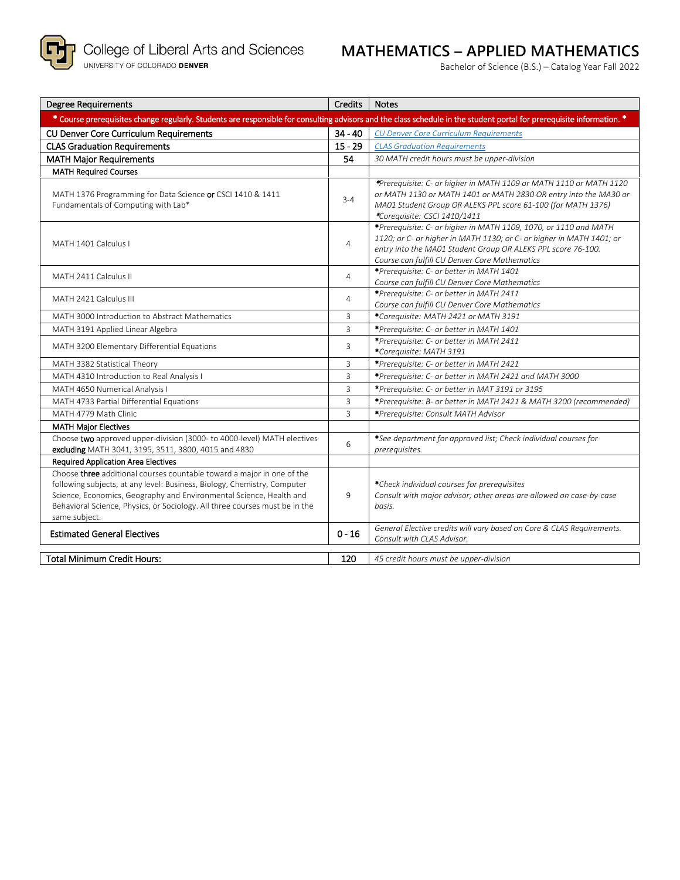College of Liberal Arts and Sciences
UNIVERSITY OF COLORADO DENVER

# MATHEMATICS – APPLIED MATHEMATICS

Bachelor of Science (B.S.) – Catalog Year Fall 2022

| Degree Requirements | Credits | Notes |
|---|---|---|
| * Course prerequisites change regularly. Students are responsible for consulting advisors and the class schedule in the student portal for prerequisite information. * | | |
| **CU Denver Core Curriculum Requirements** | **34 - 40** | *CU Denver Core Curriculum Requirements* |
| **CLAS Graduation Requirements** | **15 - 29** | *CLAS Graduation Requirements* |
| **MATH Major Requirements** | **54** | *30 MATH credit hours must be upper-division* |
| **MATH Required Courses** | | |
| MATH 1376 Programming for Data Science **or** CSCI 1410 & 1411 Fundamentals of Computing with Lab* | 3-4 | *\*Prerequisite: C- or higher in MATH 1109 or MATH 1110 or MATH 1120 or MATH 1130 or MATH 1401 or MATH 2830 OR entry into the MA30 or MA01 Student Group OR ALEKS PPL score 61-100 (for MATH 1376) \*Corequisite: CSCI 1410/1411* |
| MATH 1401 Calculus I | 4 | *\*Prerequisite: C- or higher in MATH 1109, 1070, or 1110 and MATH 1120; or C- or higher in MATH 1130; or C- or higher in MATH 1401; or entry into the MA01 Student Group OR ALEKS PPL score 76-100. Course can fulfill CU Denver Core Mathematics* |
| MATH 2411 Calculus II | 4 | *\*Prerequisite: C- or better in MATH 1401 Course can fulfill CU Denver Core Mathematics* |
| MATH 2421 Calculus III | 4 | *\*Prerequisite: C- or better in MATH 2411 Course can fulfill CU Denver Core Mathematics* |
| MATH 3000 Introduction to Abstract Mathematics | 3 | *\*Corequisite: MATH 2421 or MATH 3191* |
| MATH 3191 Applied Linear Algebra | 3 | *\*Prerequisite: C- or better in MATH 1401* |
| MATH 3200 Elementary Differential Equations | 3 | *\*Prerequisite: C- or better in MATH 2411 \*Corequisite: MATH 3191* |
| MATH 3382 Statistical Theory | 3 | *\*Prerequisite: C- or better in MATH 2421* |
| MATH 4310 Introduction to Real Analysis I | 3 | *\*Prerequisite: C- or better in MATH 2421 and MATH 3000* |
| MATH 4650 Numerical Analysis I | 3 | *\*Prerequisite: C- or better in MAT 3191 or 3195* |
| MATH 4733 Partial Differential Equations | 3 | *\*Prerequisite: B- or better in MATH 2421 & MATH 3200 (recommended)* |
| MATH 4779 Math Clinic | 3 | *\*Prerequisite: Consult MATH Advisor* |
| **MATH Major Electives** | | |
| Choose **two** approved upper-division (3000- to 4000-level) MATH electives **excluding** MATH 3041, 3195, 3511, 3800, 4015 and 4830 | 6 | *\*See department for approved list; Check individual courses for prerequisites.* |
| **Required Application Area Electives** | | |
| Choose **three** additional courses countable toward a major in one of the following subjects, at any level: Business, Biology, Chemistry, Computer Science, Economics, Geography and Environmental Science, Health and Behavioral Science, Physics, or Sociology. All three courses must be in the same subject. | 9 | *\*Check individual courses for prerequisites Consult with major advisor; other areas are allowed on case-by-case basis.* |
| **Estimated General Electives** | **0 - 16** | *General Elective credits will vary based on Core & CLAS Requirements. Consult with CLAS Advisor.* |

| | | |
|---|---|---|
| **Total Minimum Credit Hours:** | **120** | *45 credit hours must be upper-division* |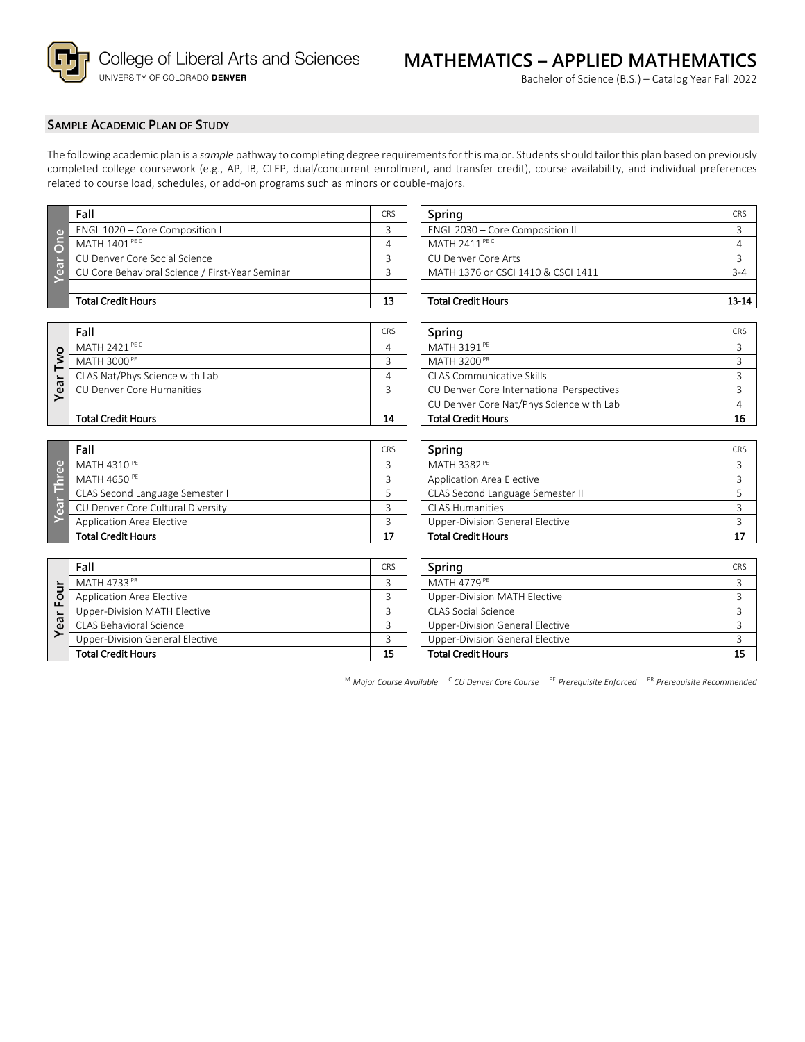# MATHEMATICS – APPLIED MATHEMATICS

Bachelor of Science (B.S.) – Catalog Year Fall 2022

## Sample Academic Plan of Study

The following academic plan is a *sample* pathway to completing degree requirements for this major. Students should tailor this plan based on previously completed college coursework (e.g., AP, IB, CLEP, dual/concurrent enrollment, and transfer credit), course availability, and individual preferences related to course load, schedules, or add-on programs such as minors or double-majors.

### Year One

| Fall | CRS | Spring | CRS |
|---|---|---|---|
| ENGL 1020 – Core Composition I | 3 | ENGL 2030 – Core Composition II | 3 |
| MATH 1401 [PE C] | 4 | MATH 2411 [PE C] | 4 |
| CU Denver Core Social Science | 3 | CU Denver Core Arts | 3 |
| CU Core Behavioral Science / First-Year Seminar | 3 | MATH 1376 or CSCI 1410 & CSCI 1411 | 3-4 |
| | | | |
| **Total Credit Hours** | **13** | **Total Credit Hours** | **13-14** |

### Year Two

| Fall | CRS | Spring | CRS |
|---|---|---|---|
| MATH 2421 [PE C] | 4 | MATH 3191 [PE] | 3 |
| MATH 3000 [PE] | 3 | MATH 3200 [PR] | 3 |
| CLAS Nat/Phys Science with Lab | 4 | CLAS Communicative Skills | 3 |
| CU Denver Core Humanities | 3 | CU Denver Core International Perspectives | 3 |
| | | CU Denver Core Nat/Phys Science with Lab | 4 |
| **Total Credit Hours** | **14** | **Total Credit Hours** | **16** |

### Year Three

| Fall | CRS | Spring | CRS |
|---|---|---|---|
| MATH 4310 [PE] | 3 | MATH 3382 [PE] | 3 |
| MATH 4650 [PE] | 3 | Application Area Elective | 3 |
| CLAS Second Language Semester I | 5 | CLAS Second Language Semester II | 5 |
| CU Denver Core Cultural Diversity | 3 | CLAS Humanities | 3 |
| Application Area Elective | 3 | Upper-Division General Elective | 3 |
| **Total Credit Hours** | **17** | **Total Credit Hours** | **17** |

### Year Four

| Fall | CRS | Spring | CRS |
|---|---|---|---|
| MATH 4733 [PR] | 3 | MATH 4779 [PE] | 3 |
| Application Area Elective | 3 | Upper-Division MATH Elective | 3 |
| Upper-Division MATH Elective | 3 | CLAS Social Science | 3 |
| CLAS Behavioral Science | 3 | Upper-Division General Elective | 3 |
| Upper-Division General Elective | 3 | Upper-Division General Elective | 3 |
| **Total Credit Hours** | **15** | **Total Credit Hours** | **15** |

[M] *Major Course Available* [C] *CU Denver Core Course* [PE] *Prerequisite Enforced* [PR] *Prerequisite Recommended*